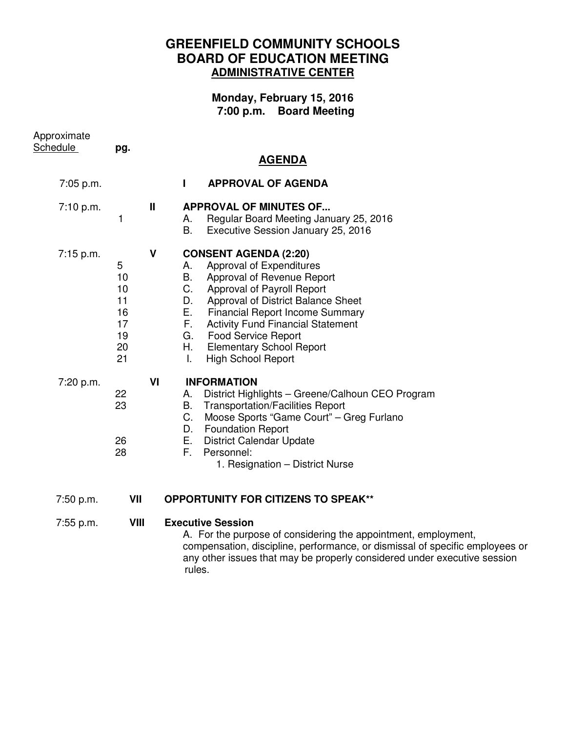# GREENFIELD COMMUNITY SCHOOLS
# BOARD OF EDUCATION MEETING
## ADMINISTRATIVE CENTER

**Monday, February 15, 2016**
**7:00 p.m. Board Meeting**

## AGENDA

| Approximate Schedule | pg. | | |
|---|---|---|---|
| 7:05 p.m. | | I | **APPROVAL OF AGENDA** |
| 7:10 p.m. | | II | **APPROVAL OF MINUTES OF...** |
| | 1 | | A. Regular Board Meeting January 25, 2016 |
| | | | B. Executive Session January 25, 2016 |
| 7:15 p.m. | | V | **CONSENT AGENDA (2:20)** |
| | 5 | | A. Approval of Expenditures |
| | 10 | | B. Approval of Revenue Report |
| | 10 | | C. Approval of Payroll Report |
| | 11 | | D. Approval of District Balance Sheet |
| | 16 | | E. Financial Report Income Summary |
| | 17 | | F. Activity Fund Financial Statement |
| | 19 | | G. Food Service Report |
| | 20 | | H. Elementary School Report |
| | 21 | | I. High School Report |
| 7:20 p.m. | | VI | **INFORMATION** |
| | 22 | | A. District Highlights – Greene/Calhoun CEO Program |
| | 23 | | B. Transportation/Facilities Report |
| | | | C. Moose Sports "Game Court" – Greg Furlano |
| | | | D. Foundation Report |
| | 26 | | E. District Calendar Update |
| | 28 | | F. Personnel: |
| | | | 1. Resignation – District Nurse |
| 7:50 p.m. | VII | | **OPPORTUNITY FOR CITIZENS TO SPEAK**** |
| 7:55 p.m. | VIII | | **Executive Session** |
| | | | A. For the purpose of considering the appointment, employment, compensation, discipline, performance, or dismissal of specific employees or any other issues that may be properly considered under executive session rules. |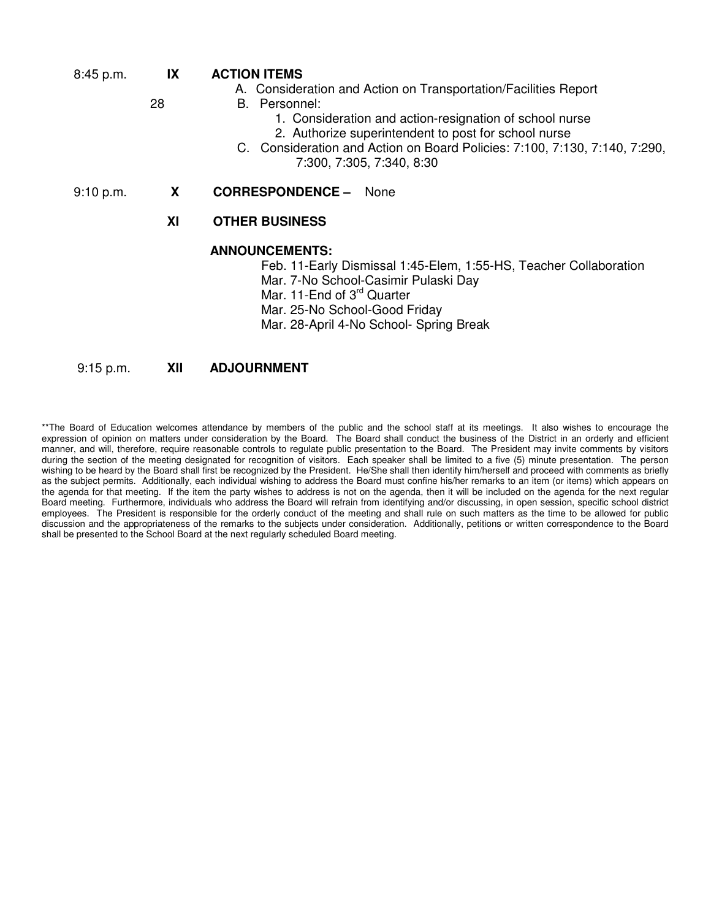8:45 p.m. **IX** **ACTION ITEMS**

A. Consideration and Action on Transportation/Facilities Report

28 B. Personnel:

1. Consideration and action-resignation of school nurse
2. Authorize superintendent to post for school nurse

C. Consideration and Action on Board Policies: 7:100, 7:130, 7:140, 7:290, 7:300, 7:305, 7:340, 8:30

9:10 p.m. **X** **CORRESPONDENCE –** None

**XI** **OTHER BUSINESS**

**ANNOUNCEMENTS:**

Feb. 11-Early Dismissal 1:45-Elem, 1:55-HS, Teacher Collaboration
Mar. 7-No School-Casimir Pulaski Day
Mar. 11-End of 3rd Quarter
Mar. 25-No School-Good Friday
Mar. 28-April 4-No School- Spring Break

9:15 p.m. **XII** **ADJOURNMENT**

**The Board of Education welcomes attendance by members of the public and the school staff at its meetings. It also wishes to encourage the expression of opinion on matters under consideration by the Board. The Board shall conduct the business of the District in an orderly and efficient manner, and will, therefore, require reasonable controls to regulate public presentation to the Board. The President may invite comments by visitors during the section of the meeting designated for recognition of visitors. Each speaker shall be limited to a five (5) minute presentation. The person wishing to be heard by the Board shall first be recognized by the President. He/She shall then identify him/herself and proceed with comments as briefly as the subject permits. Additionally, each individual wishing to address the Board must confine his/her remarks to an item (or items) which appears on the agenda for that meeting. If the item the party wishes to address is not on the agenda, then it will be included on the agenda for the next regular Board meeting. Furthermore, individuals who address the Board will refrain from identifying and/or discussing, in open session, specific school district employees. The President is responsible for the orderly conduct of the meeting and shall rule on such matters as the time to be allowed for public discussion and the appropriateness of the remarks to the subjects under consideration. Additionally, petitions or written correspondence to the Board shall be presented to the School Board at the next regularly scheduled Board meeting.